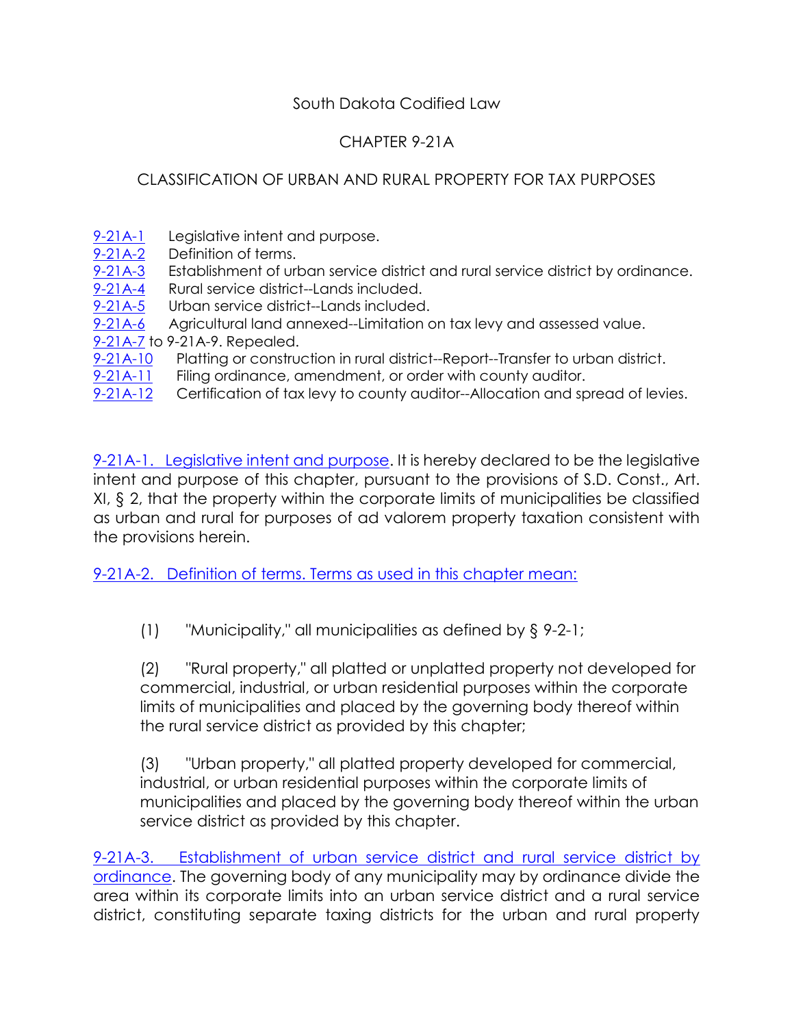South Dakota Codified Law

CHAPTER 9-21A

CLASSIFICATION OF URBAN AND RURAL PROPERTY FOR TAX PURPOSES

[9-21A-1](#) Legislative intent and purpose.
[9-21A-2](#) Definition of terms.
[9-21A-3](#) Establishment of urban service district and rural service district by ordinance.
[9-21A-4](#) Rural service district--Lands included.
[9-21A-5](#) Urban service district--Lands included.
[9-21A-6](#) Agricultural land annexed--Limitation on tax levy and assessed value.
[9-21A-7](#) to 9-21A-9. Repealed.
[9-21A-10](#) Platting or construction in rural district--Report--Transfer to urban district.
[9-21A-11](#) Filing ordinance, amendment, or order with county auditor.
[9-21A-12](#) Certification of tax levy to county auditor--Allocation and spread of levies.

[9-21A-1. Legislative intent and purpose](#). It is hereby declared to be the legislative intent and purpose of this chapter, pursuant to the provisions of S.D. Const., Art. XI, § 2, that the property within the corporate limits of municipalities be classified as urban and rural for purposes of ad valorem property taxation consistent with the provisions herein.

[9-21A-2. Definition of terms. Terms as used in this chapter mean:](#)

(1) "Municipality," all municipalities as defined by § 9-2-1;

(2) "Rural property," all platted or unplatted property not developed for commercial, industrial, or urban residential purposes within the corporate limits of municipalities and placed by the governing body thereof within the rural service district as provided by this chapter;

(3) "Urban property," all platted property developed for commercial, industrial, or urban residential purposes within the corporate limits of municipalities and placed by the governing body thereof within the urban service district as provided by this chapter.

[9-21A-3. Establishment of urban service district and rural service district by ordinance](#). The governing body of any municipality may by ordinance divide the area within its corporate limits into an urban service district and a rural service district, constituting separate taxing districts for the urban and rural property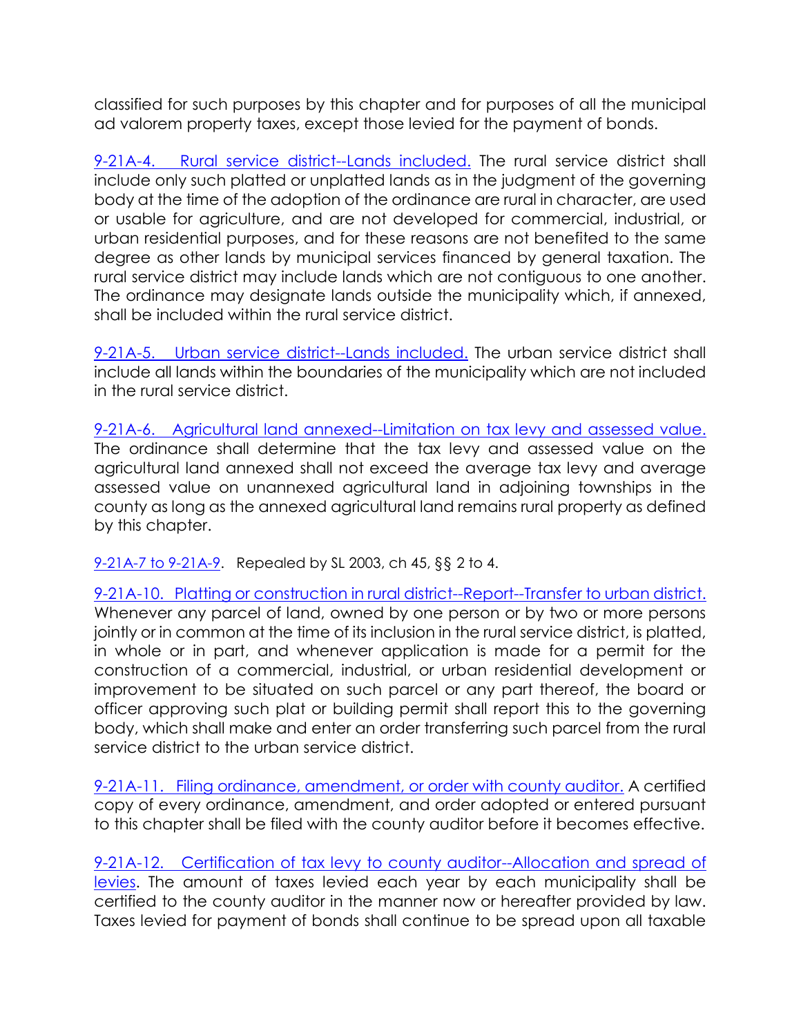classified for such purposes by this chapter and for purposes of all the municipal ad valorem property taxes, except those levied for the payment of bonds.

[9-21A-4. Rural service district--Lands included.] The rural service district shall include only such platted or unplatted lands as in the judgment of the governing body at the time of the adoption of the ordinance are rural in character, are used or usable for agriculture, and are not developed for commercial, industrial, or urban residential purposes, and for these reasons are not benefited to the same degree as other lands by municipal services financed by general taxation. The rural service district may include lands which are not contiguous to one another. The ordinance may designate lands outside the municipality which, if annexed, shall be included within the rural service district.

[9-21A-5. Urban service district--Lands included.] The urban service district shall include all lands within the boundaries of the municipality which are not included in the rural service district.

[9-21A-6. Agricultural land annexed--Limitation on tax levy and assessed value.] The ordinance shall determine that the tax levy and assessed value on the agricultural land annexed shall not exceed the average tax levy and average assessed value on unannexed agricultural land in adjoining townships in the county as long as the annexed agricultural land remains rural property as defined by this chapter.

[9-21A-7 to 9-21A-9]. Repealed by SL 2003, ch 45, §§ 2 to 4.

[9-21A-10. Platting or construction in rural district--Report--Transfer to urban district.] Whenever any parcel of land, owned by one person or by two or more persons jointly or in common at the time of its inclusion in the rural service district, is platted, in whole or in part, and whenever application is made for a permit for the construction of a commercial, industrial, or urban residential development or improvement to be situated on such parcel or any part thereof, the board or officer approving such plat or building permit shall report this to the governing body, which shall make and enter an order transferring such parcel from the rural service district to the urban service district.

[9-21A-11. Filing ordinance, amendment, or order with county auditor.] A certified copy of every ordinance, amendment, and order adopted or entered pursuant to this chapter shall be filed with the county auditor before it becomes effective.

[9-21A-12. Certification of tax levy to county auditor--Allocation and spread of levies]. The amount of taxes levied each year by each municipality shall be certified to the county auditor in the manner now or hereafter provided by law. Taxes levied for payment of bonds shall continue to be spread upon all taxable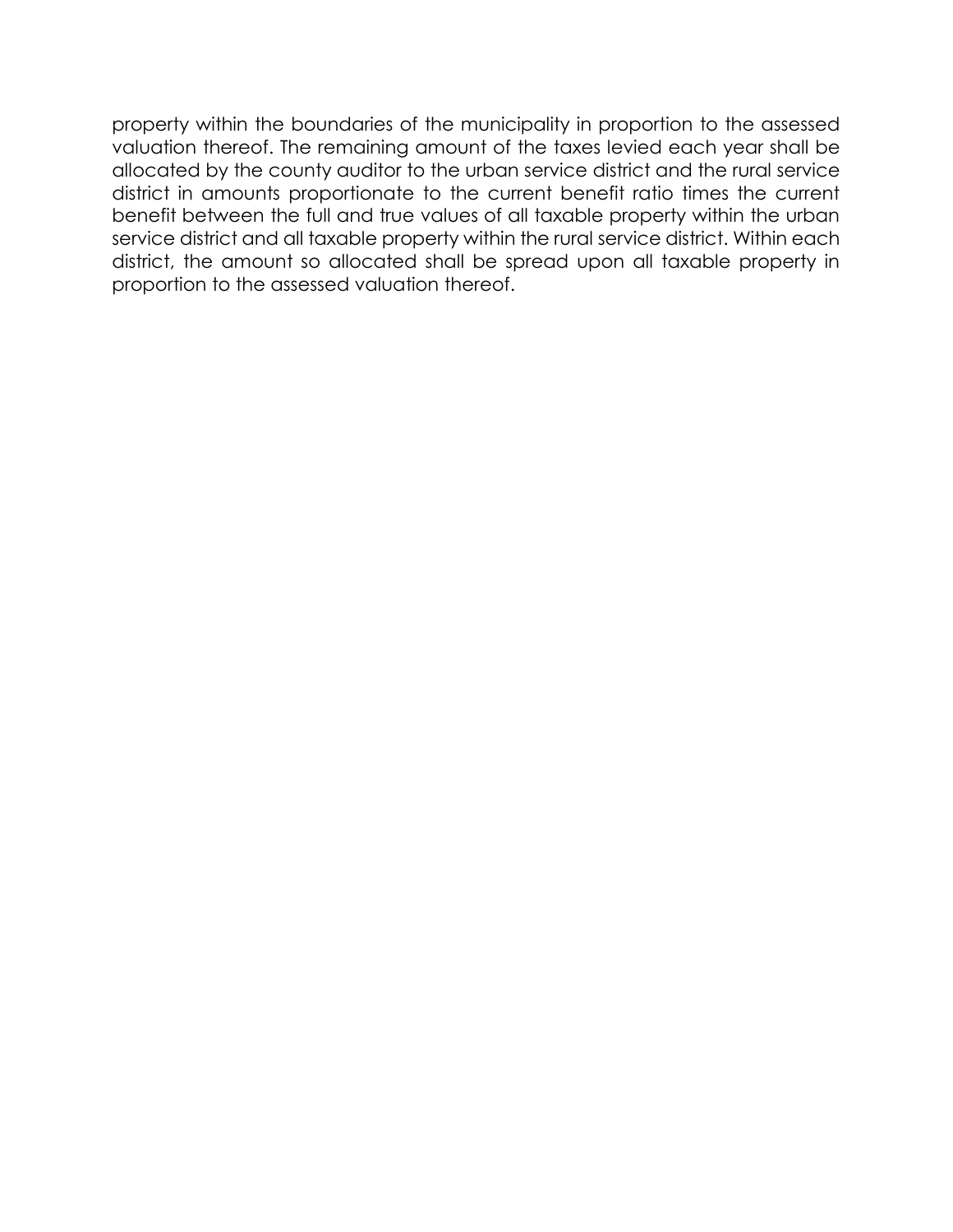property within the boundaries of the municipality in proportion to the assessed valuation thereof. The remaining amount of the taxes levied each year shall be allocated by the county auditor to the urban service district and the rural service district in amounts proportionate to the current benefit ratio times the current benefit between the full and true values of all taxable property within the urban service district and all taxable property within the rural service district. Within each district, the amount so allocated shall be spread upon all taxable property in proportion to the assessed valuation thereof.